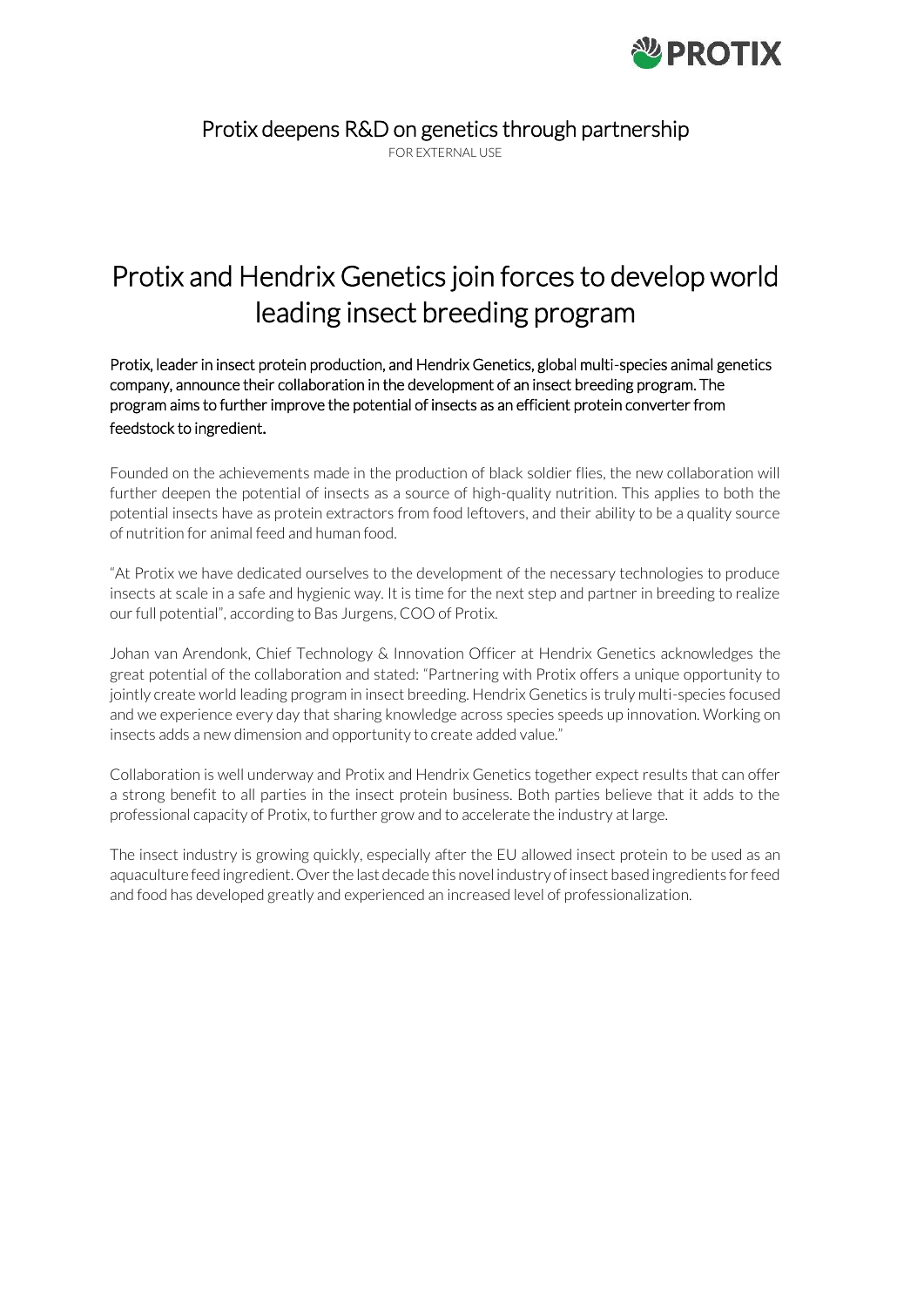Protix deepens R&D on genetics through partnership

FOR EXTERNAL USE

# Protix and Hendrix Genetics join forces to develop world leading insect breeding program

Protix, leader in insect protein production, and Hendrix Genetics, global multi-species animal genetics company, announce their collaboration in the development of an insect breeding program. The program aims to further improve the potential of insects as an efficient protein converter from feedstock to ingredient.

Founded on the achievements made in the production of black soldier flies, the new collaboration will further deepen the potential of insects as a source of high-quality nutrition. This applies to both the potential insects have as protein extractors from food leftovers, and their ability to be a quality source of nutrition for animal feed and human food.

"At Protix we have dedicated ourselves to the development of the necessary technologies to produce insects at scale in a safe and hygienic way. It is time for the next step and partner in breeding to realize our full potential", according to Bas Jurgens, COO of Protix.

Johan van Arendonk, Chief Technology & Innovation Officer at Hendrix Genetics acknowledges the great potential of the collaboration and stated: "Partnering with Protix offers a unique opportunity to jointly create world leading program in insect breeding. Hendrix Genetics is truly multi-species focused and we experience every day that sharing knowledge across species speeds up innovation. Working on insects adds a new dimension and opportunity to create added value."

Collaboration is well underway and Protix and Hendrix Genetics together expect results that can offer a strong benefit to all parties in the insect protein business. Both parties believe that it adds to the professional capacity of Protix, to further grow and to accelerate the industry at large.

The insect industry is growing quickly, especially after the EU allowed insect protein to be used as an aquaculture feed ingredient. Over the last decade this novel industry of insect based ingredients for feed and food has developed greatly and experienced an increased level of professionalization.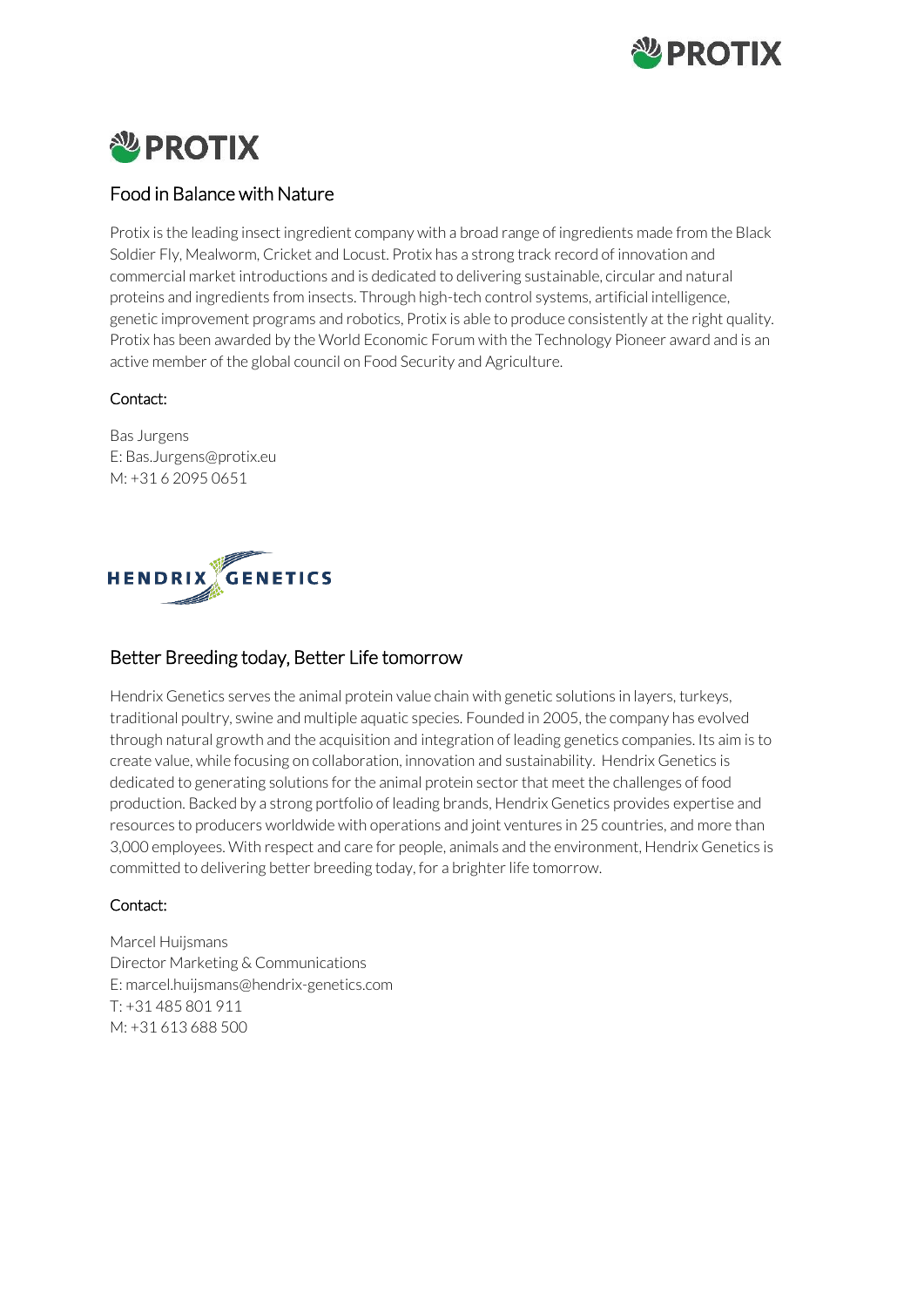# PROTIX

## Food in Balance with Nature

Protix is the leading insect ingredient company with a broad range of ingredients made from the Black Soldier Fly, Mealworm, Cricket and Locust. Protix has a strong track record of innovation and commercial market introductions and is dedicated to delivering sustainable, circular and natural proteins and ingredients from insects. Through high-tech control systems, artificial intelligence, genetic improvement programs and robotics, Protix is able to produce consistently at the right quality. Protix has been awarded by the World Economic Forum with the Technology Pioneer award and is an active member of the global council on Food Security and Agriculture.

Contact:

Bas Jurgens
E: Bas.Jurgens@protix.eu
M: +31 6 2095 0651

# HENDRIX GENETICS

## Better Breeding today, Better Life tomorrow

Hendrix Genetics serves the animal protein value chain with genetic solutions in layers, turkeys, traditional poultry, swine and multiple aquatic species. Founded in 2005, the company has evolved through natural growth and the acquisition and integration of leading genetics companies. Its aim is to create value, while focusing on collaboration, innovation and sustainability. Hendrix Genetics is dedicated to generating solutions for the animal protein sector that meet the challenges of food production. Backed by a strong portfolio of leading brands, Hendrix Genetics provides expertise and resources to producers worldwide with operations and joint ventures in 25 countries, and more than 3,000 employees. With respect and care for people, animals and the environment, Hendrix Genetics is committed to delivering better breeding today, for a brighter life tomorrow.

Contact:

Marcel Huijsmans
Director Marketing & Communications
E: marcel.huijsmans@hendrix-genetics.com
T: +31 485 801 911
M: +31 613 688 500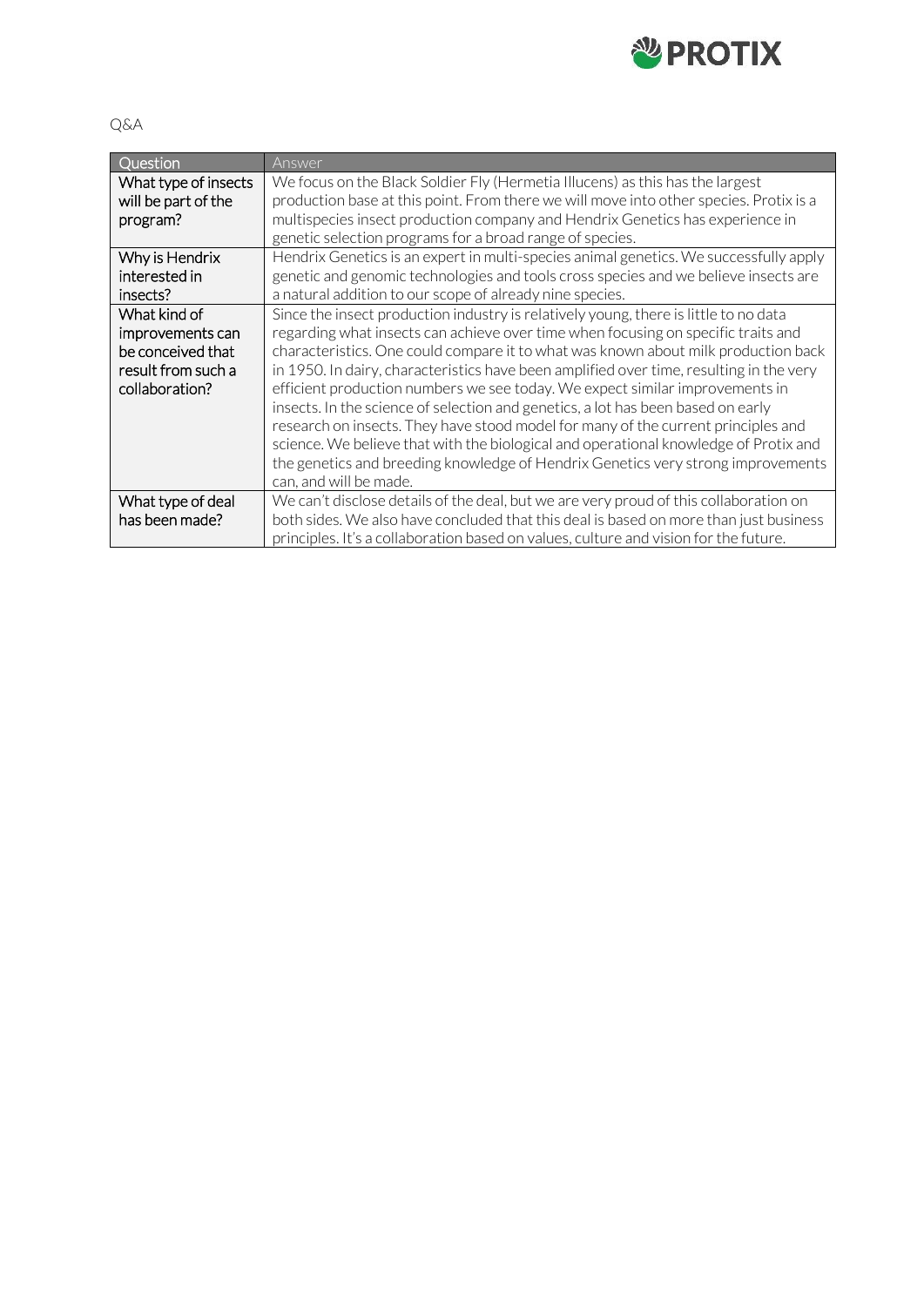Q&A

| Question | Answer |
|---|---|
| What type of insects will be part of the program? | We focus on the Black Soldier Fly (Hermetia Illucens) as this has the largest production base at this point. From there we will move into other species. Protix is a multispecies insect production company and Hendrix Genetics has experience in genetic selection programs for a broad range of species. |
| Why is Hendrix interested in insects? | Hendrix Genetics is an expert in multi-species animal genetics. We successfully apply genetic and genomic technologies and tools cross species and we believe insects are a natural addition to our scope of already nine species. |
| What kind of improvements can be conceived that result from such a collaboration? | Since the insect production industry is relatively young, there is little to no data regarding what insects can achieve over time when focusing on specific traits and characteristics. One could compare it to what was known about milk production back in 1950. In dairy, characteristics have been amplified over time, resulting in the very efficient production numbers we see today. We expect similar improvements in insects. In the science of selection and genetics, a lot has been based on early research on insects. They have stood model for many of the current principles and science. We believe that with the biological and operational knowledge of Protix and the genetics and breeding knowledge of Hendrix Genetics very strong improvements can, and will be made. |
| What type of deal has been made? | We can't disclose details of the deal, but we are very proud of this collaboration on both sides. We also have concluded that this deal is based on more than just business principles. It's a collaboration based on values, culture and vision for the future. |